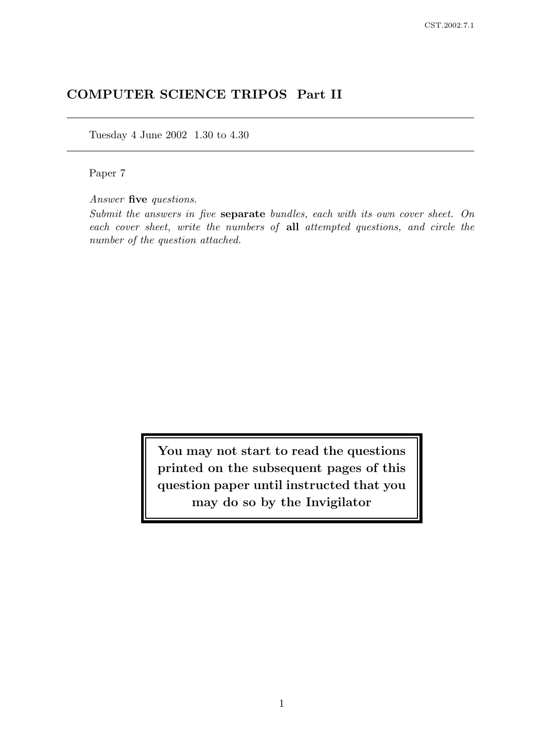# COMPUTER SCIENCE TRIPOS Part II

Tuesday 4 June 2002 1.30 to 4.30

Paper 7

*Answer* **five** *questions.*

*Submit the answers in five* **separate** *bundles, each with its own cover sheet. On each cover sheet, write the numbers of* **all** *attempted questions, and circle the number of the question attached.*

**You may not start to read the questions printed on the subsequent pages of this question paper until instructed that you may do so by the Invigilator**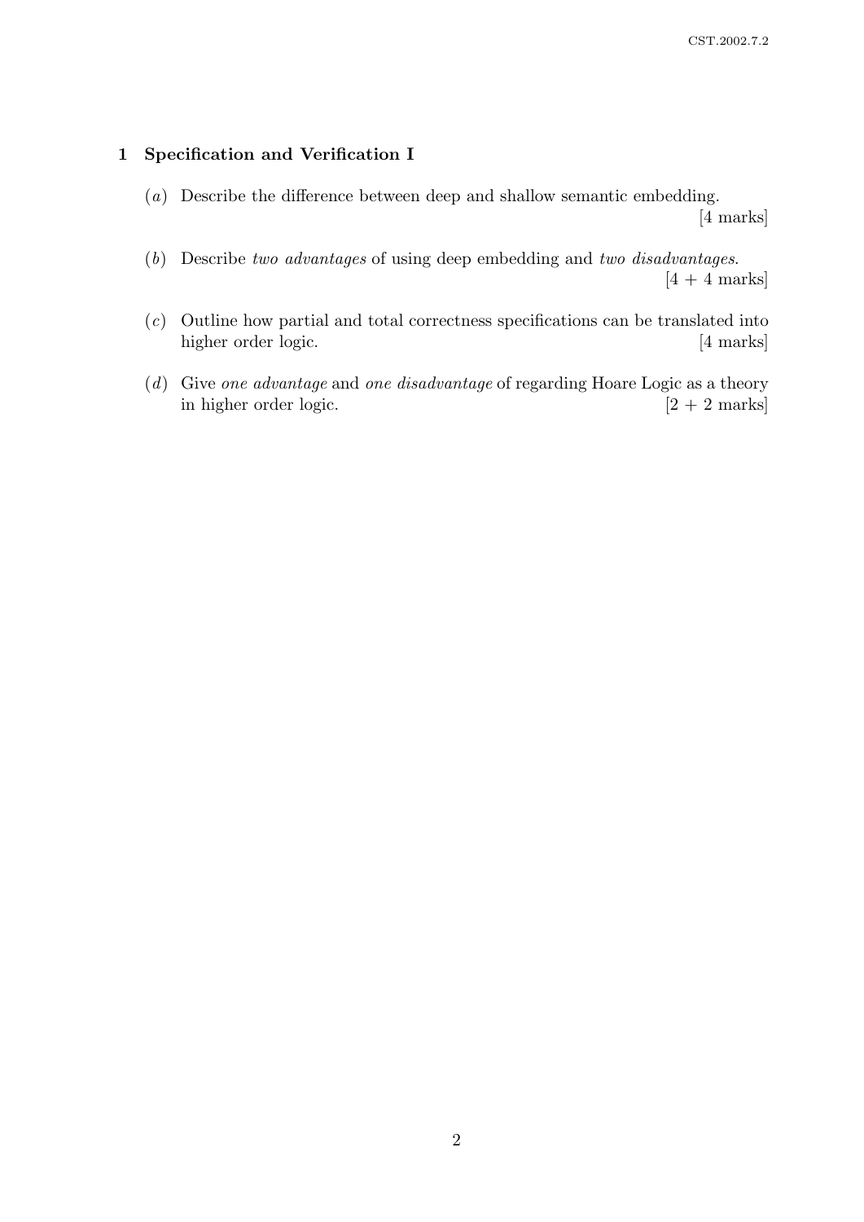## 1 Specification and Verification I

(*a*) Describe the difference between deep and shallow semantic embedding. [4 marks]

(*b*) Describe *two advantages* of using deep embedding and *two disadvantages*. [4 + 4 marks]

(*c*) Outline how partial and total correctness specifications can be translated into higher order logic. [4 marks]

(*d*) Give *one advantage* and *one disadvantage* of regarding Hoare Logic as a theory in higher order logic. [2 + 2 marks]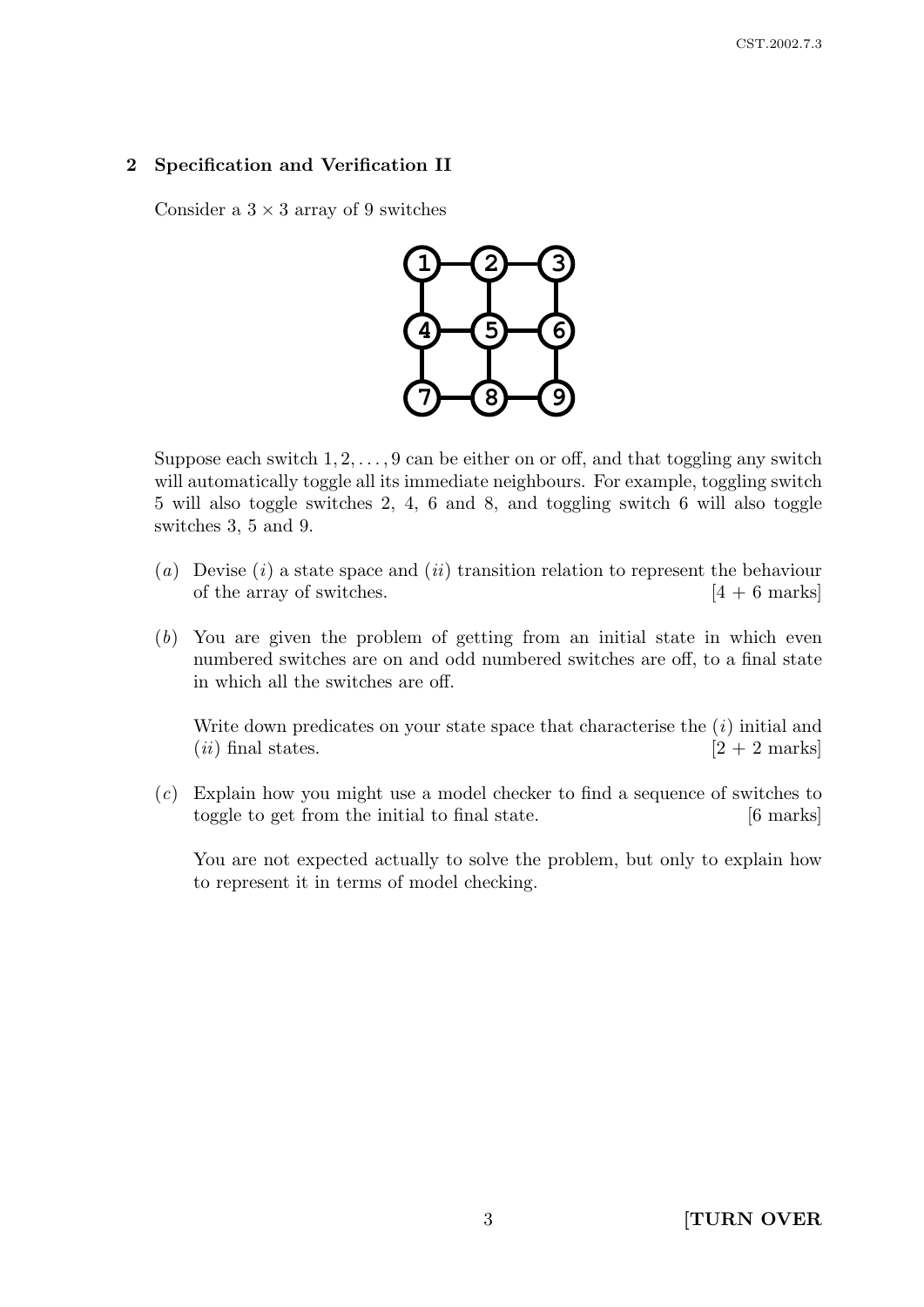## 2 Specification and Verification II

Consider a $3 \times 3$ array of 9 switches

Suppose each switch $1, 2, \ldots, 9$ can be either on or off, and that toggling any switch will automatically toggle all its immediate neighbours. For example, toggling switch 5 will also toggle switches 2, 4, 6 and 8, and toggling switch 6 will also toggle switches 3, 5 and 9.

(*a*) Devise (*i*) a state space and (*ii*) transition relation to represent the behaviour of the array of switches. [4 + 6 marks]

(*b*) You are given the problem of getting from an initial state in which even numbered switches are on and odd numbered switches are off, to a final state in which all the switches are off.

Write down predicates on your state space that characterise the (*i*) initial and (*ii*) final states. [2 + 2 marks]

(*c*) Explain how you might use a model checker to find a sequence of switches to toggle to get from the initial to final state. [6 marks]

You are not expected actually to solve the problem, but only to explain how to represent it in terms of model checking.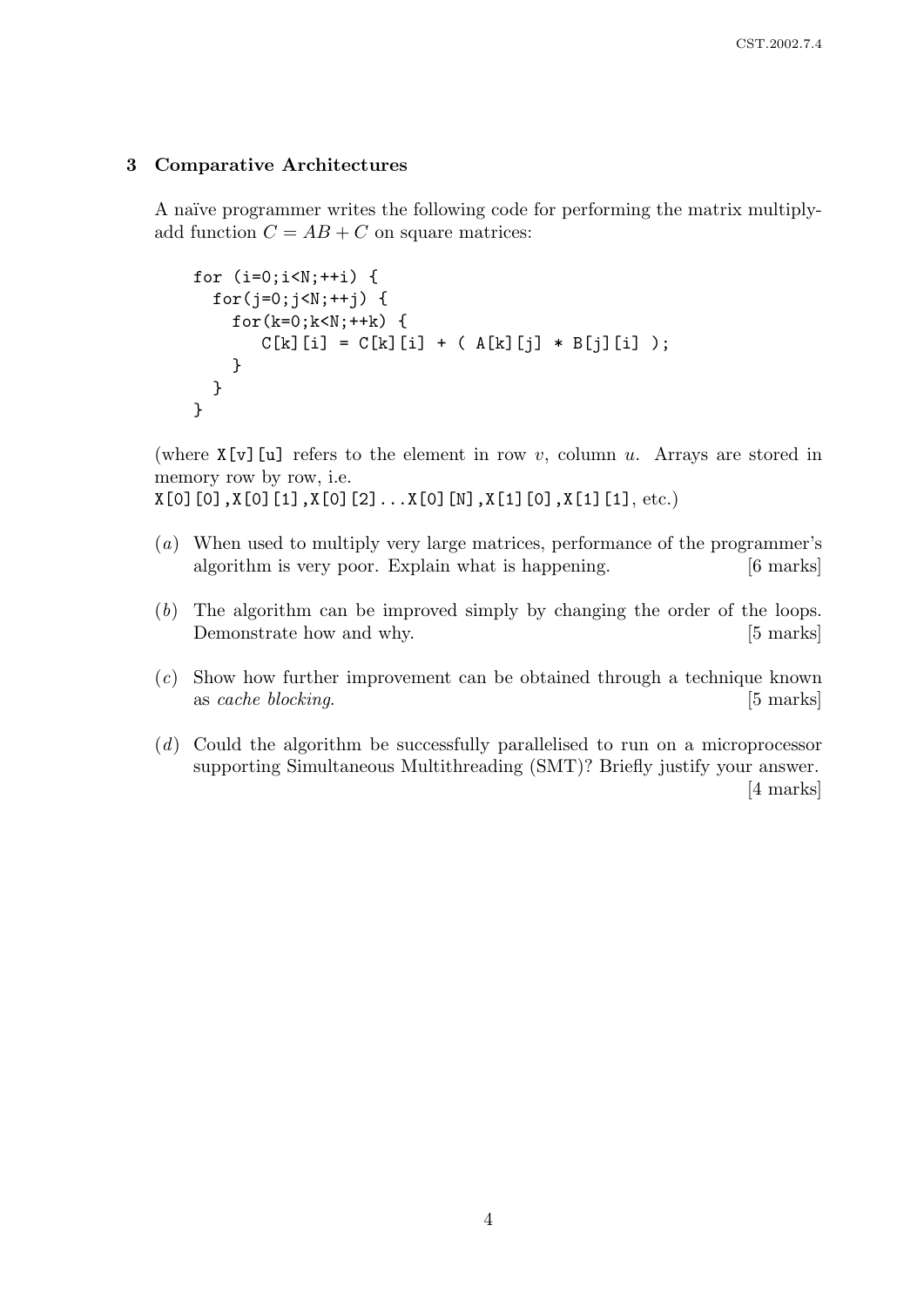## 3 Comparative Architectures

A naïve programmer writes the following code for performing the matrix multiply-add function $C = AB + C$ on square matrices:

```
for (i=0;i<N;++i) {
  for(j=0;j<N;++j) {
    for(k=0;k<N;++k) {
       C[k][i] = C[k][i] + ( A[k][j] * B[j][i] );
    }
  }
}
```

(where `X[v][u]` refers to the element in row $v$, column $u$. Arrays are stored in memory row by row, i.e.
`X[0][0],X[0][1],X[0][2]...X[0][N],X[1][0],X[1][1]`, etc.)

(*a*) When used to multiply very large matrices, performance of the programmer's algorithm is very poor. Explain what is happening. [6 marks]

(*b*) The algorithm can be improved simply by changing the order of the loops. Demonstrate how and why. [5 marks]

(*c*) Show how further improvement can be obtained through a technique known as *cache blocking*. [5 marks]

(*d*) Could the algorithm be successfully parallelised to run on a microprocessor supporting Simultaneous Multithreading (SMT)? Briefly justify your answer. [4 marks]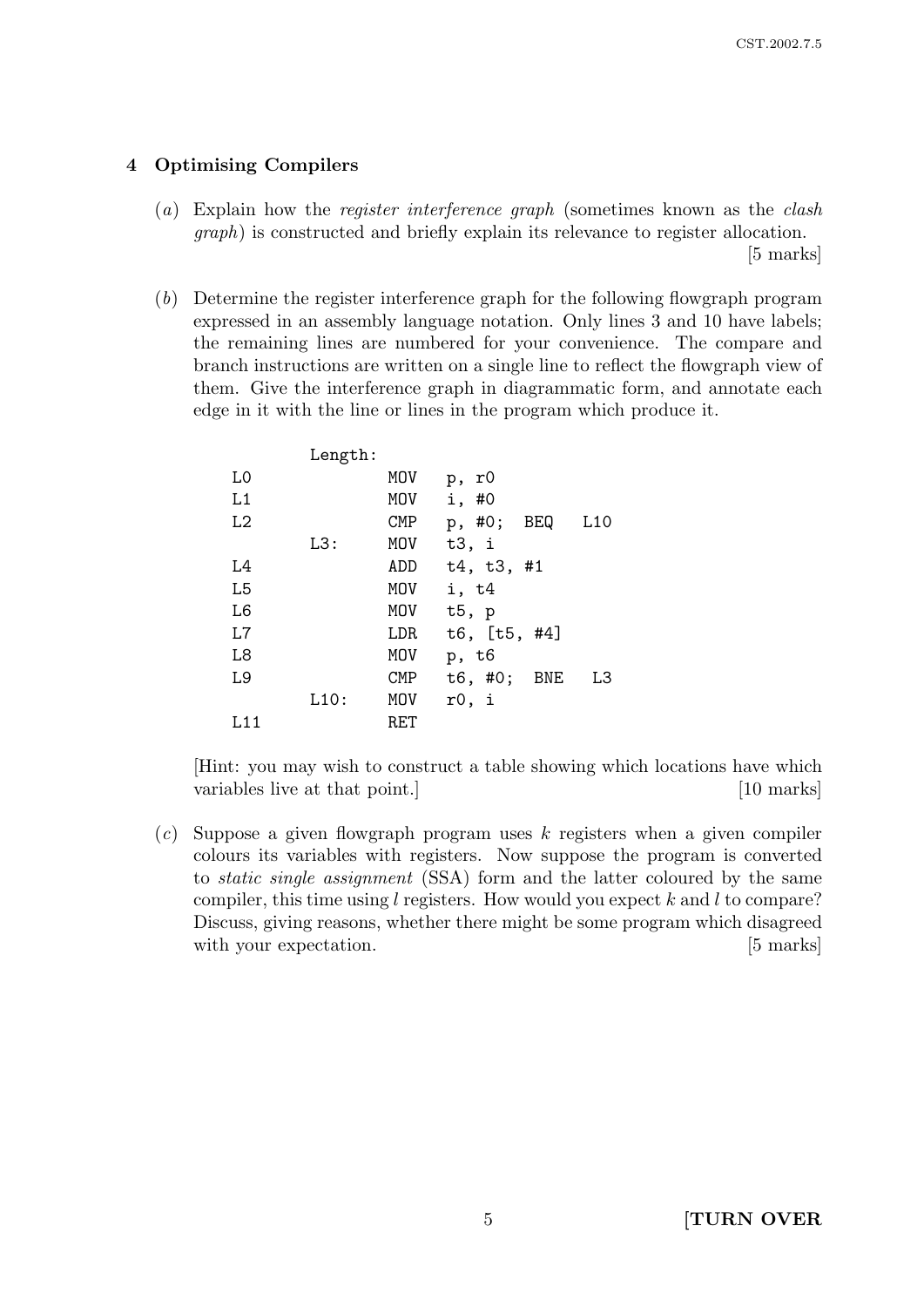## 4 Optimising Compilers

(*a*) Explain how the *register interference graph* (sometimes known as the *clash graph*) is constructed and briefly explain its relevance to register allocation. [5 marks]

(*b*) Determine the register interference graph for the following flowgraph program expressed in an assembly language notation. Only lines 3 and 10 have labels; the remaining lines are numbered for your convenience. The compare and branch instructions are written on a single line to reflect the flowgraph view of them. Give the interference graph in diagrammatic form, and annotate each edge in it with the line or lines in the program which produce it.

```
        Length:
L0              MOV   p, r0
L1              MOV   i, #0
L2              CMP   p, #0;  BEQ   L10
        L3:     MOV   t3, i
L4              ADD   t4, t3, #1
L5              MOV   i, t4
L6              MOV   t5, p
L7              LDR   t6, [t5, #4]
L8              MOV   p, t6
L9              CMP   t6, #0;  BNE   L3
        L10:    MOV   r0, i
L11             RET
```

[Hint: you may wish to construct a table showing which locations have which variables live at that point.] [10 marks]

(*c*) Suppose a given flowgraph program uses $k$ registers when a given compiler colours its variables with registers. Now suppose the program is converted to *static single assignment* (SSA) form and the latter coloured by the same compiler, this time using $l$ registers. How would you expect $k$ and $l$ to compare? Discuss, giving reasons, whether there might be some program which disagreed with your expectation. [5 marks]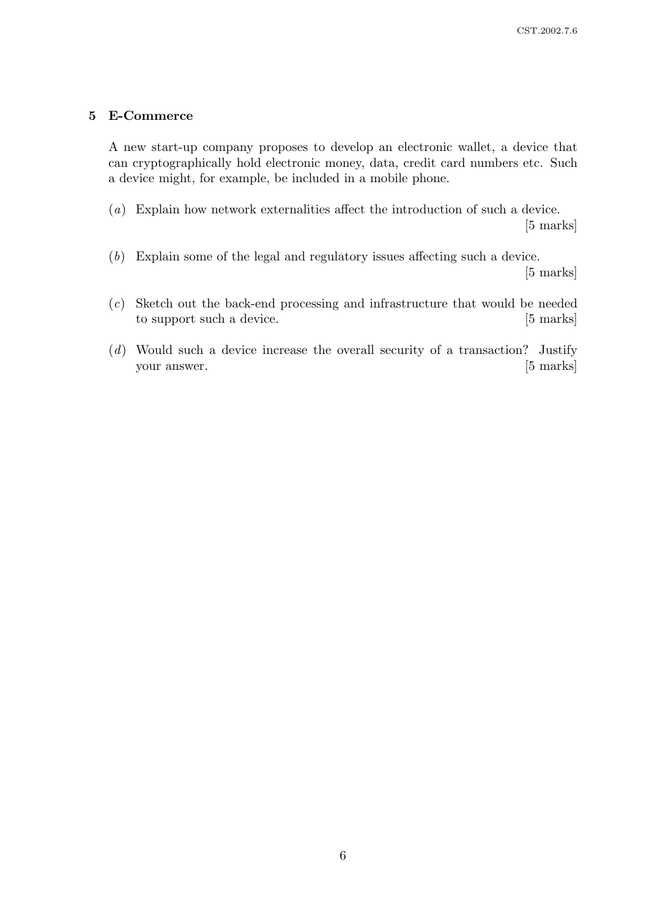## 5 E-Commerce

A new start-up company proposes to develop an electronic wallet, a device that can cryptographically hold electronic money, data, credit card numbers etc. Such a device might, for example, be included in a mobile phone.

(*a*) Explain how network externalities affect the introduction of such a device. [5 marks]

(*b*) Explain some of the legal and regulatory issues affecting such a device. [5 marks]

(*c*) Sketch out the back-end processing and infrastructure that would be needed to support such a device. [5 marks]

(*d*) Would such a device increase the overall security of a transaction? Justify your answer. [5 marks]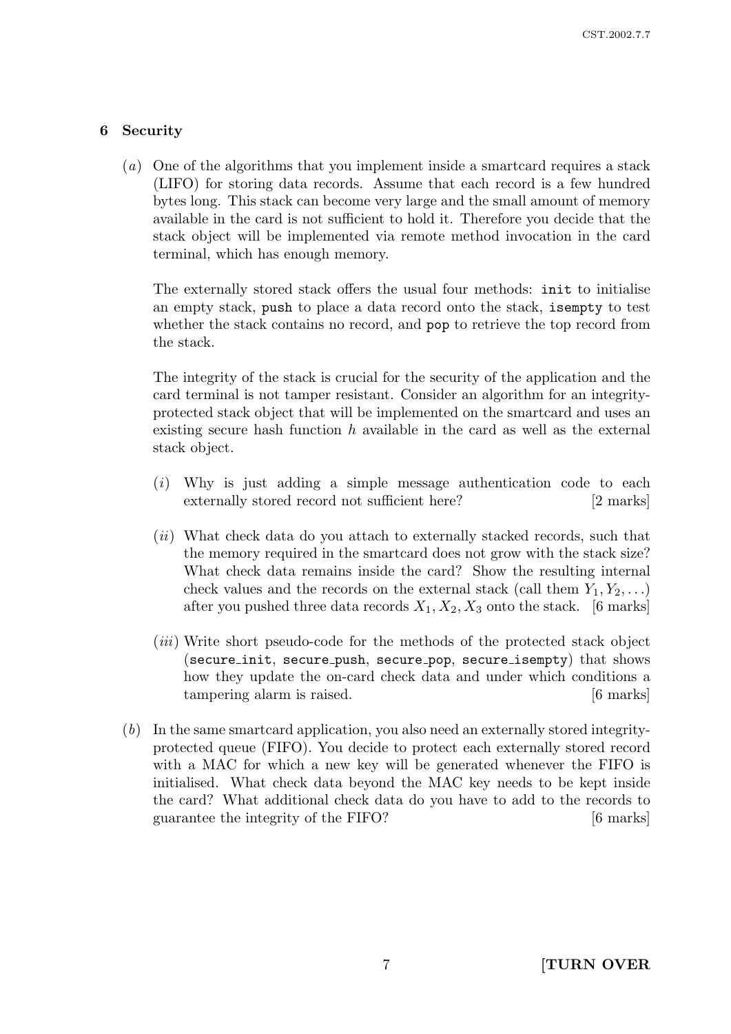## 6 Security

(*a*) One of the algorithms that you implement inside a smartcard requires a stack (LIFO) for storing data records. Assume that each record is a few hundred bytes long. This stack can become very large and the small amount of memory available in the card is not sufficient to hold it. Therefore you decide that the stack object will be implemented via remote method invocation in the card terminal, which has enough memory.

The externally stored stack offers the usual four methods: `init` to initialise an empty stack, `push` to place a data record onto the stack, `isempty` to test whether the stack contains no record, and `pop` to retrieve the top record from the stack.

The integrity of the stack is crucial for the security of the application and the card terminal is not tamper resistant. Consider an algorithm for an integrity-protected stack object that will be implemented on the smartcard and uses an existing secure hash function $h$ available in the card as well as the external stack object.

(*i*) Why is just adding a simple message authentication code to each externally stored record not sufficient here? [2 marks]

(*ii*) What check data do you attach to externally stacked records, such that the memory required in the smartcard does not grow with the stack size? What check data remains inside the card? Show the resulting internal check values and the records on the external stack (call them $Y_1, Y_2, \ldots$) after you pushed three data records $X_1, X_2, X_3$ onto the stack. [6 marks]

(*iii*) Write short pseudo-code for the methods of the protected stack object (`secure_init`, `secure_push`, `secure_pop`, `secure_isempty`) that shows how they update the on-card check data and under which conditions a tampering alarm is raised. [6 marks]

(*b*) In the same smartcard application, you also need an externally stored integrity-protected queue (FIFO). You decide to protect each externally stored record with a MAC for which a new key will be generated whenever the FIFO is initialised. What check data beyond the MAC key needs to be kept inside the card? What additional check data do you have to add to the records to guarantee the integrity of the FIFO? [6 marks]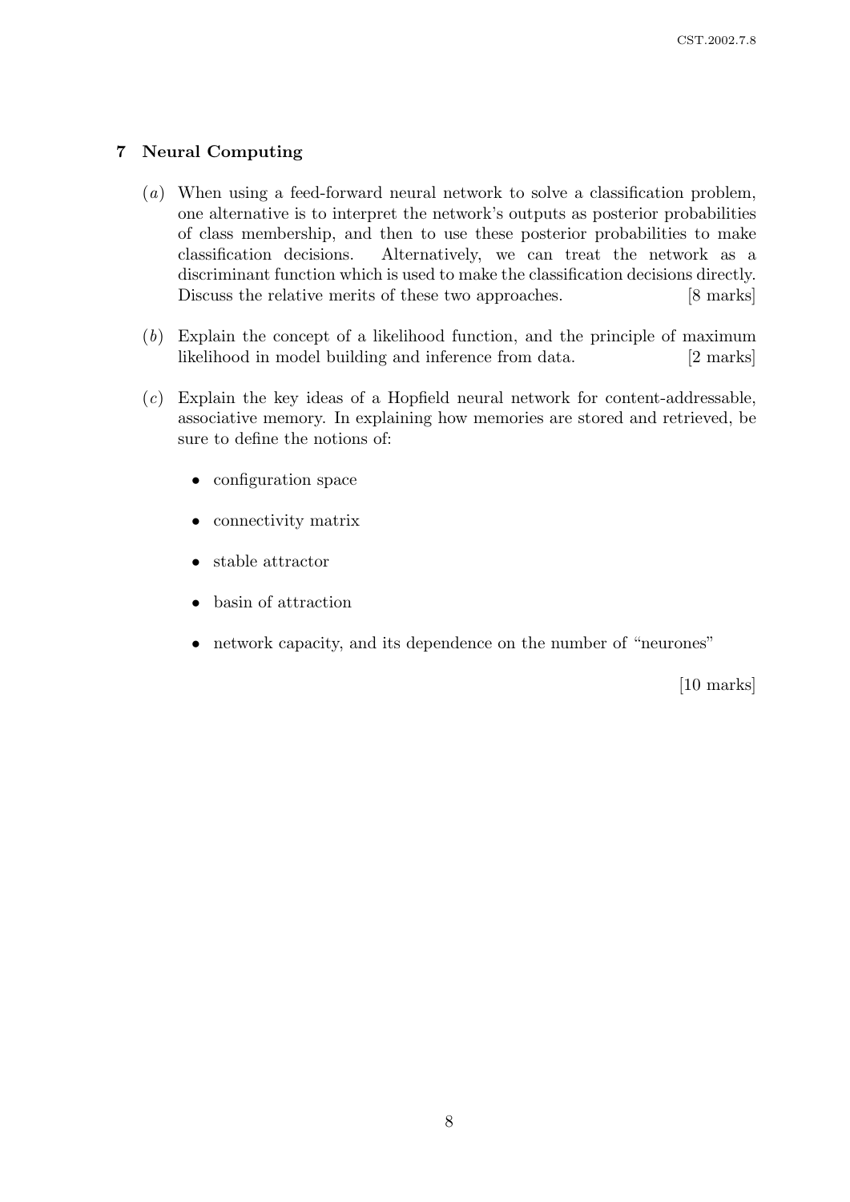## 7 Neural Computing

(*a*) When using a feed-forward neural network to solve a classification problem, one alternative is to interpret the network's outputs as posterior probabilities of class membership, and then to use these posterior probabilities to make classification decisions. Alternatively, we can treat the network as a discriminant function which is used to make the classification decisions directly. Discuss the relative merits of these two approaches. [8 marks]

(*b*) Explain the concept of a likelihood function, and the principle of maximum likelihood in model building and inference from data. [2 marks]

(*c*) Explain the key ideas of a Hopfield neural network for content-addressable, associative memory. In explaining how memories are stored and retrieved, be sure to define the notions of:

- configuration space
- connectivity matrix
- stable attractor
- basin of attraction
- network capacity, and its dependence on the number of "neurones"

[10 marks]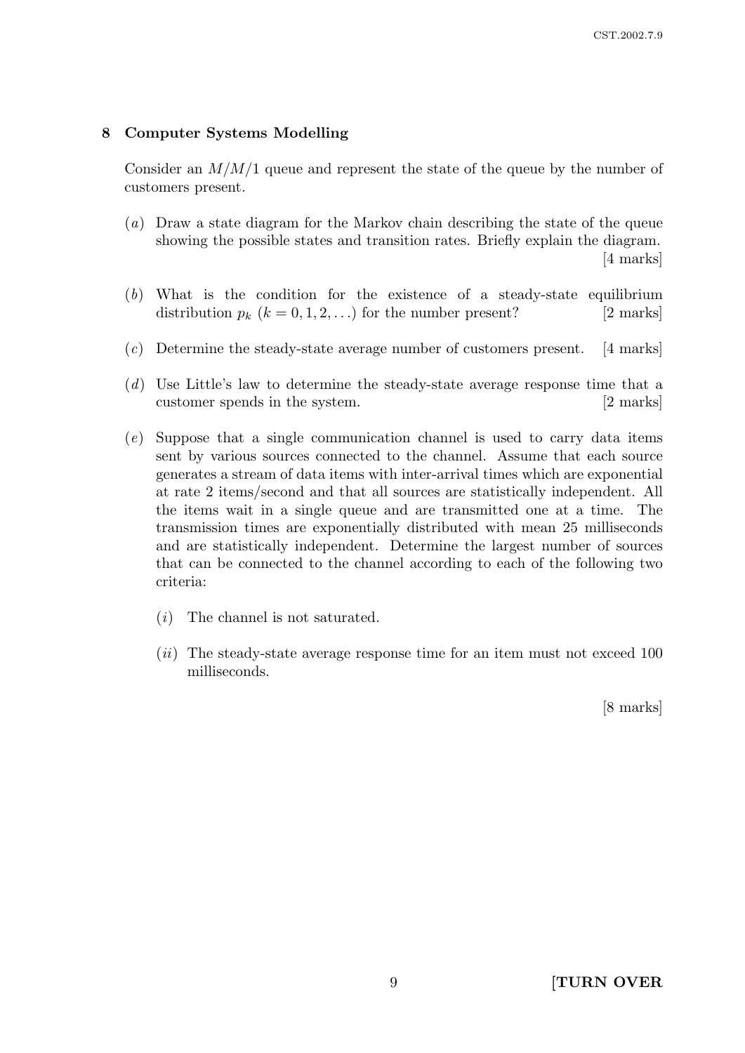## 8 Computer Systems Modelling

Consider an $M/M/1$ queue and represent the state of the queue by the number of customers present.

(*a*) Draw a state diagram for the Markov chain describing the state of the queue showing the possible states and transition rates. Briefly explain the diagram. [4 marks]

(*b*) What is the condition for the existence of a steady-state equilibrium distribution $p_k$ $(k = 0, 1, 2, \ldots)$ for the number present? [2 marks]

(*c*) Determine the steady-state average number of customers present. [4 marks]

(*d*) Use Little's law to determine the steady-state average response time that a customer spends in the system. [2 marks]

(*e*) Suppose that a single communication channel is used to carry data items sent by various sources connected to the channel. Assume that each source generates a stream of data items with inter-arrival times which are exponential at rate 2 items/second and that all sources are statistically independent. All the items wait in a single queue and are transmitted one at a time. The transmission times are exponentially distributed with mean 25 milliseconds and are statistically independent. Determine the largest number of sources that can be connected to the channel according to each of the following two criteria:

(*i*) The channel is not saturated.

(*ii*) The steady-state average response time for an item must not exceed 100 milliseconds.

[8 marks]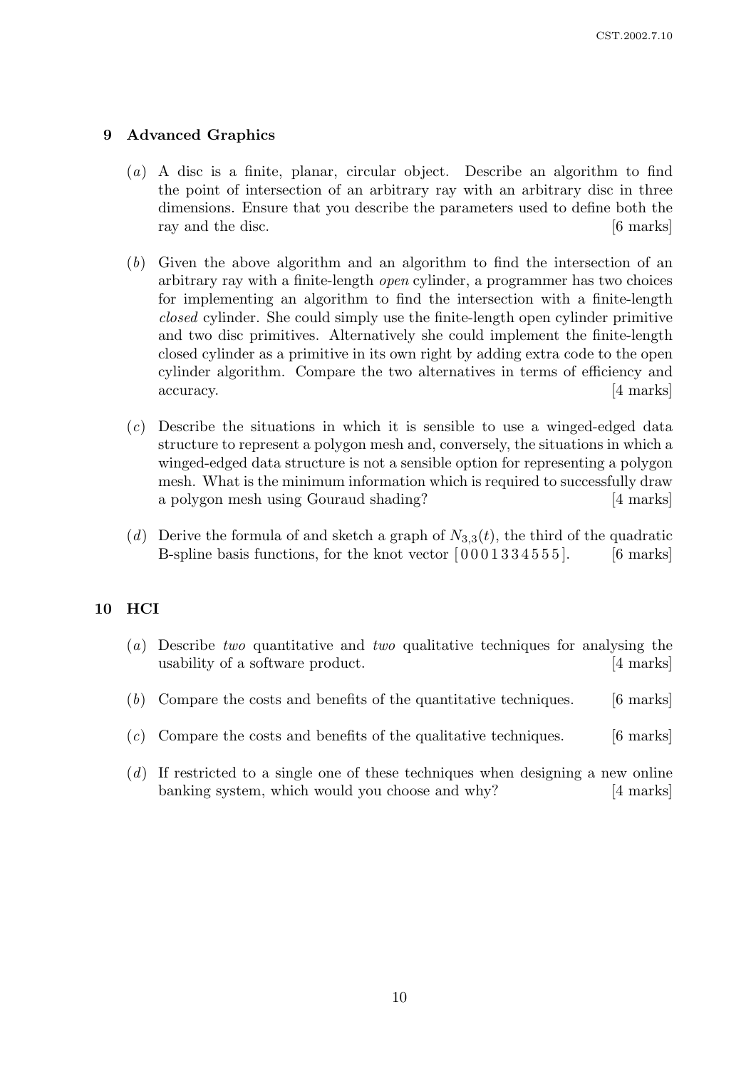## 9 Advanced Graphics

(*a*) A disc is a finite, planar, circular object. Describe an algorithm to find the point of intersection of an arbitrary ray with an arbitrary disc in three dimensions. Ensure that you describe the parameters used to define both the ray and the disc. [6 marks]

(*b*) Given the above algorithm and an algorithm to find the intersection of an arbitrary ray with a finite-length *open* cylinder, a programmer has two choices for implementing an algorithm to find the intersection with a finite-length *closed* cylinder. She could simply use the finite-length open cylinder primitive and two disc primitives. Alternatively she could implement the finite-length closed cylinder as a primitive in its own right by adding extra code to the open cylinder algorithm. Compare the two alternatives in terms of efficiency and accuracy. [4 marks]

(*c*) Describe the situations in which it is sensible to use a winged-edged data structure to represent a polygon mesh and, conversely, the situations in which a winged-edged data structure is not a sensible option for representing a polygon mesh. What is the minimum information which is required to successfully draw a polygon mesh using Gouraud shading? [4 marks]

(*d*) Derive the formula of and sketch a graph of $N_{3,3}(t)$, the third of the quadratic B-spline basis functions, for the knot vector $[\,0\,0\,0\,1\,3\,3\,4\,5\,5\,5\,]$. [6 marks]

## 10 HCI

(*a*) Describe *two* quantitative and *two* qualitative techniques for analysing the usability of a software product. [4 marks]

(*b*) Compare the costs and benefits of the quantitative techniques. [6 marks]

(*c*) Compare the costs and benefits of the qualitative techniques. [6 marks]

(*d*) If restricted to a single one of these techniques when designing a new online banking system, which would you choose and why? [4 marks]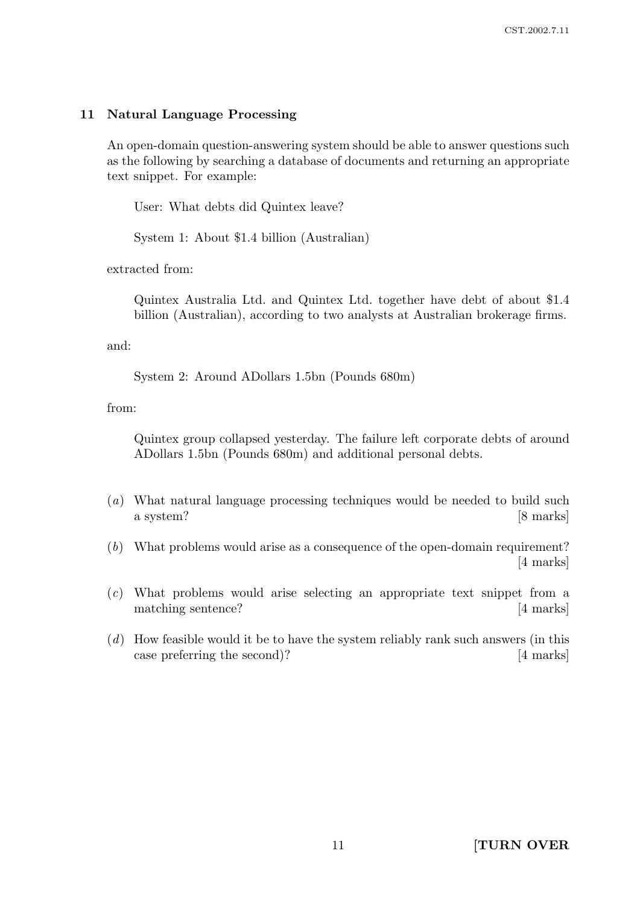## 11 Natural Language Processing

An open-domain question-answering system should be able to answer questions such as the following by searching a database of documents and returning an appropriate text snippet. For example:

> User: What debts did Quintex leave?
>
> System 1: About $1.4 billion (Australian)

extracted from:

> Quintex Australia Ltd. and Quintex Ltd. together have debt of about $1.4 billion (Australian), according to two analysts at Australian brokerage firms.

and:

> System 2: Around ADollars 1.5bn (Pounds 680m)

from:

> Quintex group collapsed yesterday. The failure left corporate debts of around ADollars 1.5bn (Pounds 680m) and additional personal debts.

(*a*) What natural language processing techniques would be needed to build such a system? [8 marks]

(*b*) What problems would arise as a consequence of the open-domain requirement? [4 marks]

(*c*) What problems would arise selecting an appropriate text snippet from a matching sentence? [4 marks]

(*d*) How feasible would it be to have the system reliably rank such answers (in this case preferring the second)? [4 marks]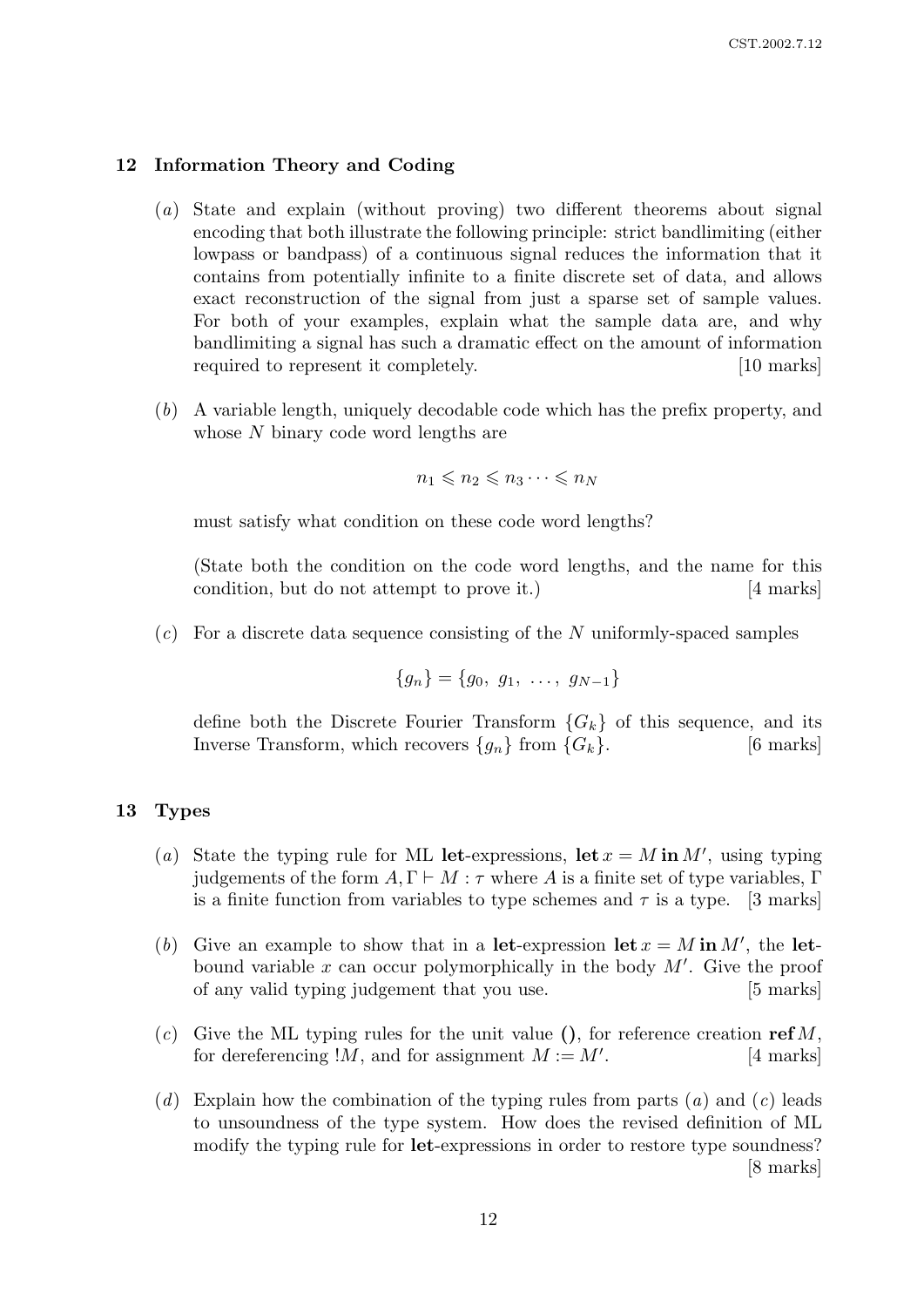## 12 Information Theory and Coding

(*a*) State and explain (without proving) two different theorems about signal encoding that both illustrate the following principle: strict bandlimiting (either lowpass or bandpass) of a continuous signal reduces the information that it contains from potentially infinite to a finite discrete set of data, and allows exact reconstruction of the signal from just a sparse set of sample values. For both of your examples, explain what the sample data are, and why bandlimiting a signal has such a dramatic effect on the amount of information required to represent it completely. [10 marks]

(*b*) A variable length, uniquely decodable code which has the prefix property, and whose $N$ binary code word lengths are

$$n_1 \leqslant n_2 \leqslant n_3 \cdots \leqslant n_N$$

must satisfy what condition on these code word lengths?

(State both the condition on the code word lengths, and the name for this condition, but do not attempt to prove it.) [4 marks]

(*c*) For a discrete data sequence consisting of the $N$ uniformly-spaced samples

$$\{g_n\} = \{g_0,\ g_1,\ \ldots,\ g_{N-1}\}$$

define both the Discrete Fourier Transform $\{G_k\}$ of this sequence, and its Inverse Transform, which recovers $\{g_n\}$ from $\{G_k\}$. [6 marks]

## 13 Types

(*a*) State the typing rule for ML **let**-expressions, $\textbf{let}\, x = M \,\textbf{in}\, M'$, using typing judgements of the form $A, \Gamma \vdash M : \tau$ where $A$ is a finite set of type variables, $\Gamma$ is a finite function from variables to type schemes and $\tau$ is a type. [3 marks]

(*b*) Give an example to show that in a **let**-expression $\textbf{let}\, x = M \,\textbf{in}\, M'$, the **let**-bound variable $x$ can occur polymorphically in the body $M'$. Give the proof of any valid typing judgement that you use. [5 marks]

(*c*) Give the ML typing rules for the unit value $\mathbf{()}$, for reference creation $\textbf{ref}\, M$, for dereferencing $!M$, and for assignment $M := M'$. [4 marks]

(*d*) Explain how the combination of the typing rules from parts (*a*) and (*c*) leads to unsoundness of the type system. How does the revised definition of ML modify the typing rule for **let**-expressions in order to restore type soundness? [8 marks]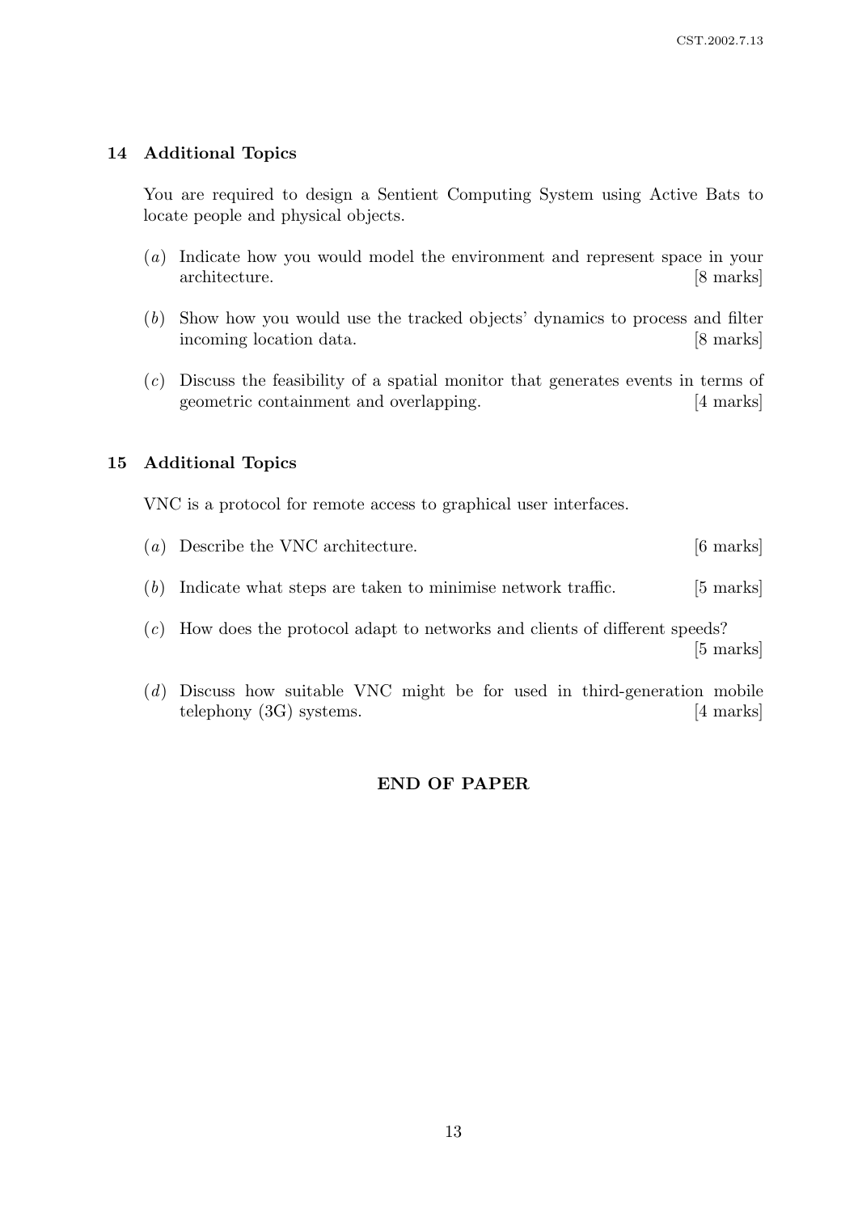## 14 Additional Topics

You are required to design a Sentient Computing System using Active Bats to locate people and physical objects.

(*a*) Indicate how you would model the environment and represent space in your architecture. [8 marks]

(*b*) Show how you would use the tracked objects' dynamics to process and filter incoming location data. [8 marks]

(*c*) Discuss the feasibility of a spatial monitor that generates events in terms of geometric containment and overlapping. [4 marks]

## 15 Additional Topics

VNC is a protocol for remote access to graphical user interfaces.

(*a*) Describe the VNC architecture. [6 marks]

(*b*) Indicate what steps are taken to minimise network traffic. [5 marks]

(*c*) How does the protocol adapt to networks and clients of different speeds? [5 marks]

(*d*) Discuss how suitable VNC might be for used in third-generation mobile telephony (3G) systems. [4 marks]

**END OF PAPER**